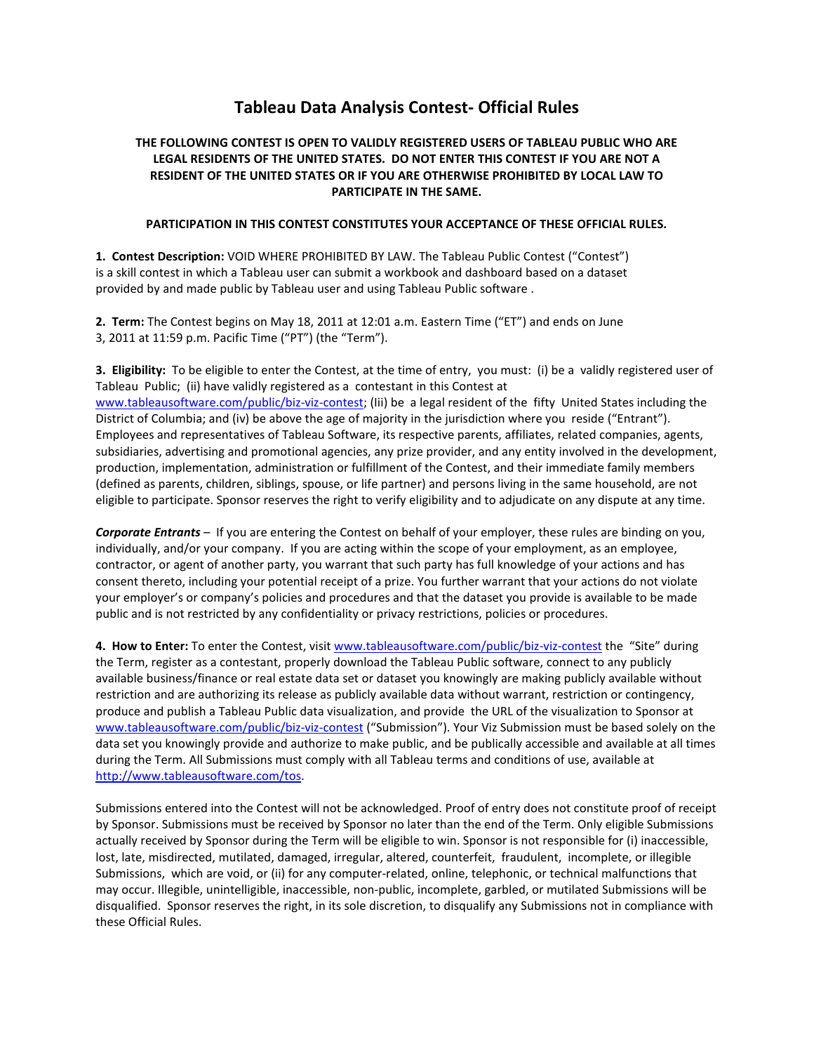# Tableau Data Analysis Contest- Official Rules

**THE FOLLOWING CONTEST IS OPEN TO VALIDLY REGISTERED USERS OF TABLEAU PUBLIC WHO ARE LEGAL RESIDENTS OF THE UNITED STATES. DO NOT ENTER THIS CONTEST IF YOU ARE NOT A RESIDENT OF THE UNITED STATES OR IF YOU ARE OTHERWISE PROHIBITED BY LOCAL LAW TO PARTICIPATE IN THE SAME.**

**PARTICIPATION IN THIS CONTEST CONSTITUTES YOUR ACCEPTANCE OF THESE OFFICIAL RULES.**

**1. Contest Description:** VOID WHERE PROHIBITED BY LAW. The Tableau Public Contest ("Contest") is a skill contest in which a Tableau user can submit a workbook and dashboard based on a dataset provided by and made public by Tableau user and using Tableau Public software .

**2. Term:** The Contest begins on May 18, 2011 at 12:01 a.m. Eastern Time ("ET") and ends on June 3, 2011 at 11:59 p.m. Pacific Time ("PT") (the "Term").

**3. Eligibility:** To be eligible to enter the Contest, at the time of entry, you must: (i) be a validly registered user of Tableau Public; (ii) have validly registered as a contestant in this Contest at www.tableausoftware.com/public/biz-viz-contest; (Iii) be a legal resident of the fifty United States including the District of Columbia; and (iv) be above the age of majority in the jurisdiction where you reside ("Entrant"). Employees and representatives of Tableau Software, its respective parents, affiliates, related companies, agents, subsidiaries, advertising and promotional agencies, any prize provider, and any entity involved in the development, production, implementation, administration or fulfillment of the Contest, and their immediate family members (defined as parents, children, siblings, spouse, or life partner) and persons living in the same household, are not eligible to participate. Sponsor reserves the right to verify eligibility and to adjudicate on any dispute at any time.

***Corporate Entrants*** – If you are entering the Contest on behalf of your employer, these rules are binding on you, individually, and/or your company. If you are acting within the scope of your employment, as an employee, contractor, or agent of another party, you warrant that such party has full knowledge of your actions and has consent thereto, including your potential receipt of a prize. You further warrant that your actions do not violate your employer's or company's policies and procedures and that the dataset you provide is available to be made public and is not restricted by any confidentiality or privacy restrictions, policies or procedures.

**4. How to Enter:** To enter the Contest, visit www.tableausoftware.com/public/biz-viz-contest the "Site" during the Term, register as a contestant, properly download the Tableau Public software, connect to any publicly available business/finance or real estate data set or dataset you knowingly are making publicly available without restriction and are authorizing its release as publicly available data without warrant, restriction or contingency, produce and publish a Tableau Public data visualization, and provide the URL of the visualization to Sponsor at www.tableausoftware.com/public/biz-viz-contest ("Submission"). Your Viz Submission must be based solely on the data set you knowingly provide and authorize to make public, and be publically accessible and available at all times during the Term. All Submissions must comply with all Tableau terms and conditions of use, available at http://www.tableausoftware.com/tos.

Submissions entered into the Contest will not be acknowledged. Proof of entry does not constitute proof of receipt by Sponsor. Submissions must be received by Sponsor no later than the end of the Term. Only eligible Submissions actually received by Sponsor during the Term will be eligible to win. Sponsor is not responsible for (i) inaccessible, lost, late, misdirected, mutilated, damaged, irregular, altered, counterfeit, fraudulent, incomplete, or illegible Submissions, which are void, or (ii) for any computer-related, online, telephonic, or technical malfunctions that may occur. Illegible, unintelligible, inaccessible, non-public, incomplete, garbled, or mutilated Submissions will be disqualified. Sponsor reserves the right, in its sole discretion, to disqualify any Submissions not in compliance with these Official Rules.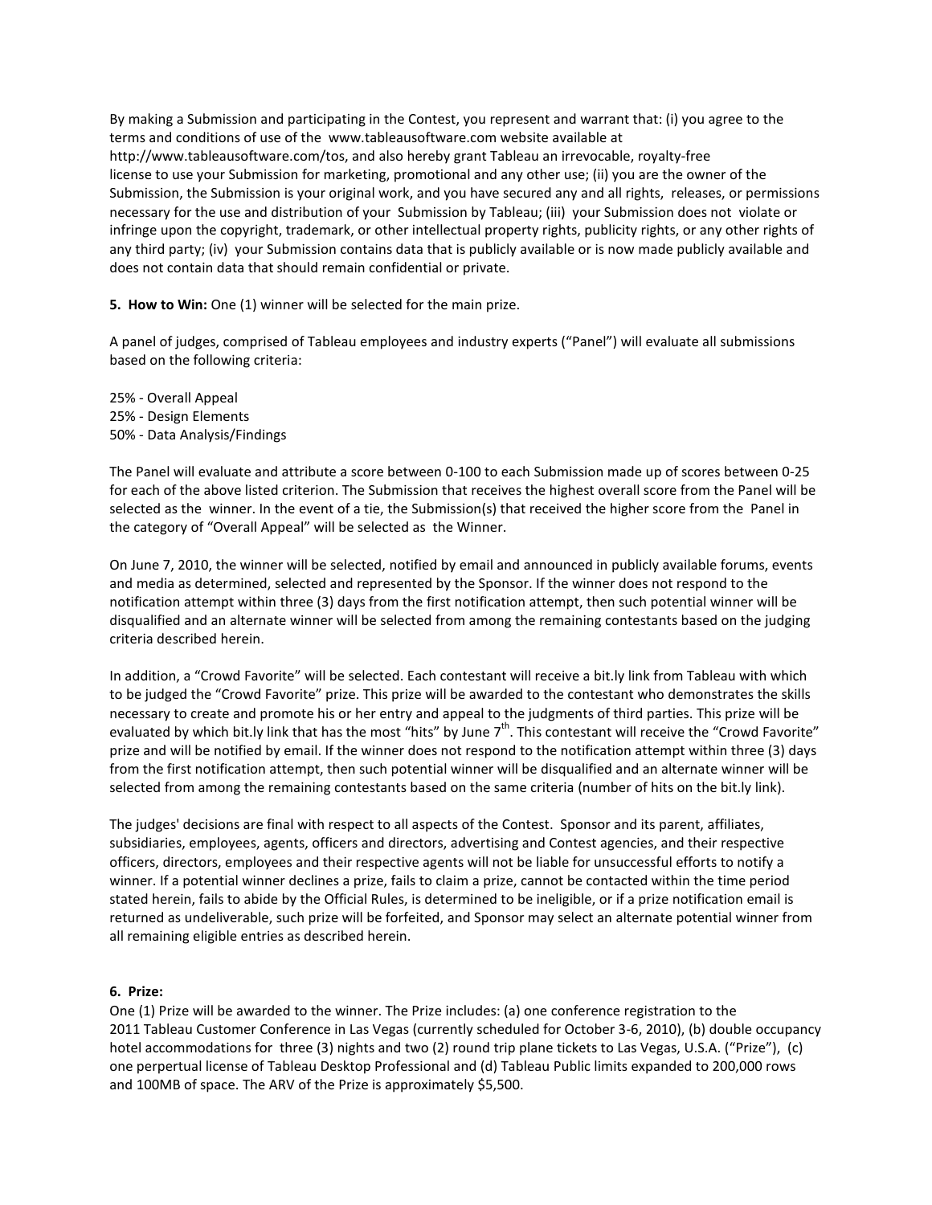By making a Submission and participating in the Contest, you represent and warrant that: (i) you agree to the terms and conditions of use of the www.tableausoftware.com website available at http://www.tableausoftware.com/tos, and also hereby grant Tableau an irrevocable, royalty-free license to use your Submission for marketing, promotional and any other use; (ii) you are the owner of the Submission, the Submission is your original work, and you have secured any and all rights, releases, or permissions necessary for the use and distribution of your Submission by Tableau; (iii) your Submission does not violate or infringe upon the copyright, trademark, or other intellectual property rights, publicity rights, or any other rights of any third party; (iv) your Submission contains data that is publicly available or is now made publicly available and does not contain data that should remain confidential or private.

**5. How to Win:** One (1) winner will be selected for the main prize.

A panel of judges, comprised of Tableau employees and industry experts ("Panel") will evaluate all submissions based on the following criteria:

25% - Overall Appeal
25% - Design Elements
50% - Data Analysis/Findings

The Panel will evaluate and attribute a score between 0-100 to each Submission made up of scores between 0-25 for each of the above listed criterion. The Submission that receives the highest overall score from the Panel will be selected as the winner. In the event of a tie, the Submission(s) that received the higher score from the Panel in the category of "Overall Appeal" will be selected as the Winner.

On June 7, 2010, the winner will be selected, notified by email and announced in publicly available forums, events and media as determined, selected and represented by the Sponsor. If the winner does not respond to the notification attempt within three (3) days from the first notification attempt, then such potential winner will be disqualified and an alternate winner will be selected from among the remaining contestants based on the judging criteria described herein.

In addition, a "Crowd Favorite" will be selected. Each contestant will receive a bit.ly link from Tableau with which to be judged the "Crowd Favorite" prize. This prize will be awarded to the contestant who demonstrates the skills necessary to create and promote his or her entry and appeal to the judgments of third parties. This prize will be evaluated by which bit.ly link that has the most "hits" by June 7th. This contestant will receive the "Crowd Favorite" prize and will be notified by email. If the winner does not respond to the notification attempt within three (3) days from the first notification attempt, then such potential winner will be disqualified and an alternate winner will be selected from among the remaining contestants based on the same criteria (number of hits on the bit.ly link).

The judges' decisions are final with respect to all aspects of the Contest. Sponsor and its parent, affiliates, subsidiaries, employees, agents, officers and directors, advertising and Contest agencies, and their respective officers, directors, employees and their respective agents will not be liable for unsuccessful efforts to notify a winner. If a potential winner declines a prize, fails to claim a prize, cannot be contacted within the time period stated herein, fails to abide by the Official Rules, is determined to be ineligible, or if a prize notification email is returned as undeliverable, such prize will be forfeited, and Sponsor may select an alternate potential winner from all remaining eligible entries as described herein.

**6. Prize:**
One (1) Prize will be awarded to the winner. The Prize includes: (a) one conference registration to the 2011 Tableau Customer Conference in Las Vegas (currently scheduled for October 3-6, 2010), (b) double occupancy hotel accommodations for three (3) nights and two (2) round trip plane tickets to Las Vegas, U.S.A. ("Prize"), (c) one perpertual license of Tableau Desktop Professional and (d) Tableau Public limits expanded to 200,000 rows and 100MB of space. The ARV of the Prize is approximately $5,500.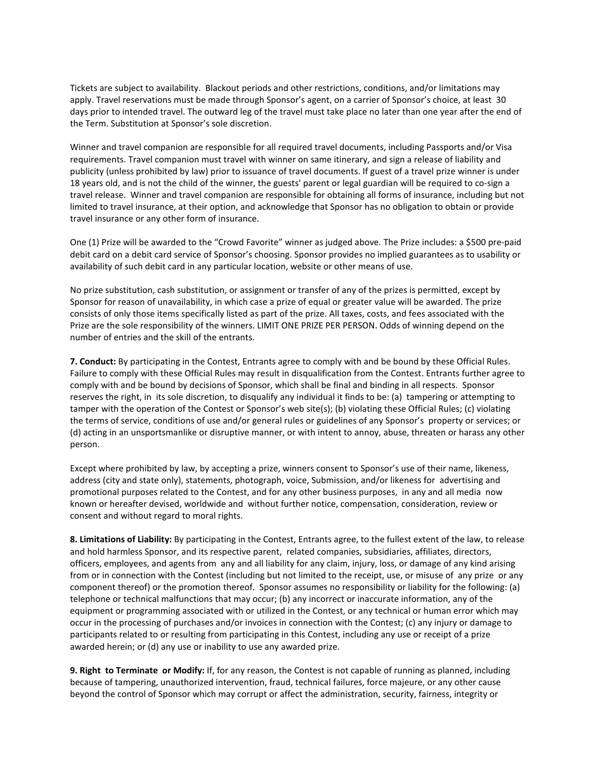Tickets are subject to availability. Blackout periods and other restrictions, conditions, and/or limitations may apply. Travel reservations must be made through Sponsor's agent, on a carrier of Sponsor's choice, at least 30 days prior to intended travel. The outward leg of the travel must take place no later than one year after the end of the Term. Substitution at Sponsor's sole discretion.

Winner and travel companion are responsible for all required travel documents, including Passports and/or Visa requirements. Travel companion must travel with winner on same itinerary, and sign a release of liability and publicity (unless prohibited by law) prior to issuance of travel documents. If guest of a travel prize winner is under 18 years old, and is not the child of the winner, the guests' parent or legal guardian will be required to co-sign a travel release. Winner and travel companion are responsible for obtaining all forms of insurance, including but not limited to travel insurance, at their option, and acknowledge that Sponsor has no obligation to obtain or provide travel insurance or any other form of insurance.

One (1) Prize will be awarded to the "Crowd Favorite" winner as judged above. The Prize includes: a $500 pre-paid debit card on a debit card service of Sponsor's choosing. Sponsor provides no implied guarantees as to usability or availability of such debit card in any particular location, website or other means of use.

No prize substitution, cash substitution, or assignment or transfer of any of the prizes is permitted, except by Sponsor for reason of unavailability, in which case a prize of equal or greater value will be awarded. The prize consists of only those items specifically listed as part of the prize. All taxes, costs, and fees associated with the Prize are the sole responsibility of the winners. LIMIT ONE PRIZE PER PERSON. Odds of winning depend on the number of entries and the skill of the entrants.

**7. Conduct:** By participating in the Contest, Entrants agree to comply with and be bound by these Official Rules. Failure to comply with these Official Rules may result in disqualification from the Contest. Entrants further agree to comply with and be bound by decisions of Sponsor, which shall be final and binding in all respects. Sponsor reserves the right, in its sole discretion, to disqualify any individual it finds to be: (a) tampering or attempting to tamper with the operation of the Contest or Sponsor's web site(s); (b) violating these Official Rules; (c) violating the terms of service, conditions of use and/or general rules or guidelines of any Sponsor's property or services; or (d) acting in an unsportsmanlike or disruptive manner, or with intent to annoy, abuse, threaten or harass any other person.

Except where prohibited by law, by accepting a prize, winners consent to Sponsor's use of their name, likeness, address (city and state only), statements, photograph, voice, Submission, and/or likeness for advertising and promotional purposes related to the Contest, and for any other business purposes, in any and all media now known or hereafter devised, worldwide and without further notice, compensation, consideration, review or consent and without regard to moral rights.

**8. Limitations of Liability:** By participating in the Contest, Entrants agree, to the fullest extent of the law, to release and hold harmless Sponsor, and its respective parent, related companies, subsidiaries, affiliates, directors, officers, employees, and agents from any and all liability for any claim, injury, loss, or damage of any kind arising from or in connection with the Contest (including but not limited to the receipt, use, or misuse of any prize or any component thereof) or the promotion thereof. Sponsor assumes no responsibility or liability for the following: (a) telephone or technical malfunctions that may occur; (b) any incorrect or inaccurate information, any of the equipment or programming associated with or utilized in the Contest, or any technical or human error which may occur in the processing of purchases and/or invoices in connection with the Contest; (c) any injury or damage to participants related to or resulting from participating in this Contest, including any use or receipt of a prize awarded herein; or (d) any use or inability to use any awarded prize.

**9. Right to Terminate or Modify:** If, for any reason, the Contest is not capable of running as planned, including because of tampering, unauthorized intervention, fraud, technical failures, force majeure, or any other cause beyond the control of Sponsor which may corrupt or affect the administration, security, fairness, integrity or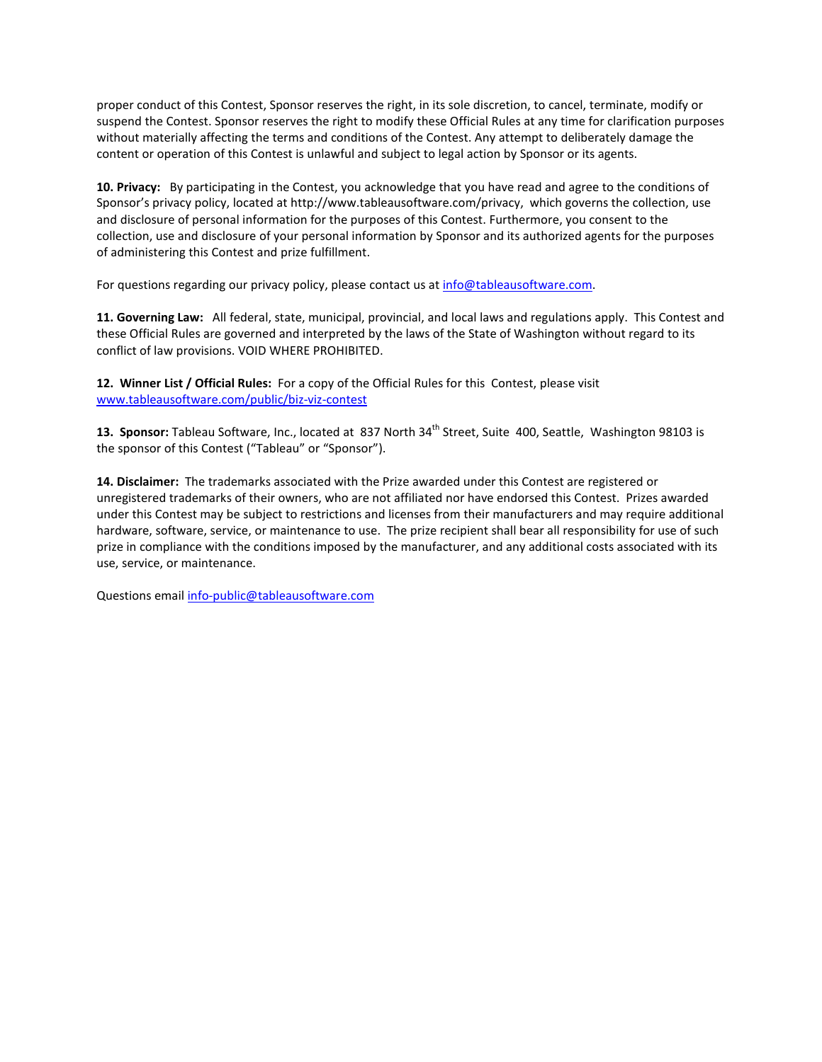proper conduct of this Contest, Sponsor reserves the right, in its sole discretion, to cancel, terminate, modify or suspend the Contest. Sponsor reserves the right to modify these Official Rules at any time for clarification purposes without materially affecting the terms and conditions of the Contest. Any attempt to deliberately damage the content or operation of this Contest is unlawful and subject to legal action by Sponsor or its agents.

**10. Privacy:** By participating in the Contest, you acknowledge that you have read and agree to the conditions of Sponsor's privacy policy, located at http://www.tableausoftware.com/privacy, which governs the collection, use and disclosure of personal information for the purposes of this Contest. Furthermore, you consent to the collection, use and disclosure of your personal information by Sponsor and its authorized agents for the purposes of administering this Contest and prize fulfillment.

For questions regarding our privacy policy, please contact us at info@tableausoftware.com.

**11. Governing Law:** All federal, state, municipal, provincial, and local laws and regulations apply. This Contest and these Official Rules are governed and interpreted by the laws of the State of Washington without regard to its conflict of law provisions. VOID WHERE PROHIBITED.

**12. Winner List / Official Rules:** For a copy of the Official Rules for this Contest, please visit www.tableausoftware.com/public/biz-viz-contest

**13. Sponsor:** Tableau Software, Inc., located at 837 North 34th Street, Suite 400, Seattle, Washington 98103 is the sponsor of this Contest ("Tableau" or "Sponsor").

**14. Disclaimer:** The trademarks associated with the Prize awarded under this Contest are registered or unregistered trademarks of their owners, who are not affiliated nor have endorsed this Contest. Prizes awarded under this Contest may be subject to restrictions and licenses from their manufacturers and may require additional hardware, software, service, or maintenance to use. The prize recipient shall bear all responsibility for use of such prize in compliance with the conditions imposed by the manufacturer, and any additional costs associated with its use, service, or maintenance.

Questions email info-public@tableausoftware.com